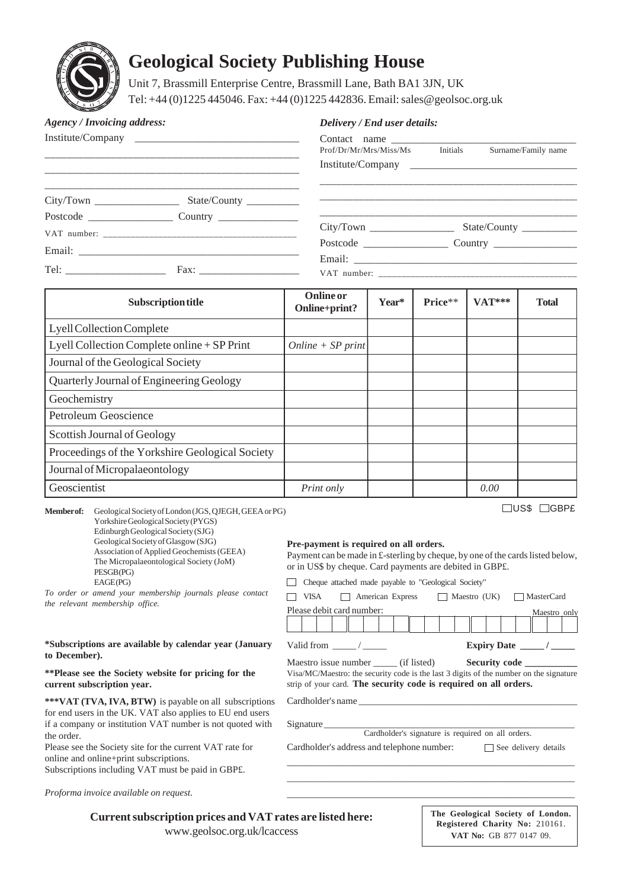# Geological Society Publishing House

Unit 7, Brassmill Enterprise Centre, Brassmill Lane, Bath BA1 3JN, UK
Tel: +44 (0)1225 445046. Fax: +44 (0)1225 442836. Email: sales@geolsoc.org.uk

***Agency / Invoicing address:***

Institute/Company ______________________________

________________________________________________

________________________________________________

________________________________________________

City/Town ________________ State/County __________

Postcode ________________ Country _______________

VAT number: ______________________________________

Email: ___________________________________________

Tel: ___________________ Fax: ___________________

***Delivery / End user details:***

Contact name ____________________________________
Prof/Dr/Mr/Mrs/Miss/Ms Initials Surname/Family name

Institute/Company ______________________________

________________________________________________

________________________________________________

________________________________________________

City/Town ________________ State/County __________

Postcode ________________ Country ________________

Email: ___________________________________________

VAT number: ______________________________________

| Subscription title | Online or Online+print? | Year* | Price** | VAT*** | Total |
|---|---|---|---|---|---|
| Lyell Collection Complete | | | | | |
| Lyell Collection Complete online + SP Print | *Online + SP print* | | | | |
| Journal of the Geological Society | | | | | |
| Quarterly Journal of Engineering Geology | | | | | |
| Geochemistry | | | | | |
| Petroleum Geoscience | | | | | |
| Scottish Journal of Geology | | | | | |
| Proceedings of the Yorkshire Geological Society | | | | | |
| Journal of Micropalaeontology | | | | | |
| Geoscientist | *Print only* | | | *0.00* | |

☐ US$ ☐ GBP£

**Member of:** Geological Society of London (JGS, QJEGH, GEEA or PG)
Yorkshire Geological Society (PYGS)
Edinburgh Geological Society (SJG)
Geological Society of Glasgow (SJG)
Association of Applied Geochemists (GEEA)
The Micropalaeontological Society (JoM)
PESGB (PG)
EAGE (PG)

*To order or amend your membership journals please contact the relevant membership office.*

**\*Subscriptions are available by calendar year (January to December).**

**\*\*Please see the Society website for pricing for the current subscription year.**

**\*\*\*VAT (TVA, IVA, BTW)** is payable on all subscriptions for end users in the UK. VAT also applies to EU end users if a company or institution VAT number is not quoted with the order.

Please see the Society site for the current VAT rate for online and online+print subscriptions.

Subscriptions including VAT must be paid in GBP£.

*Proforma invoice available on request.*

**Pre-payment is required on all orders.**

Payment can be made in £-sterling by cheque, by one of the cards listed below, or in US$ by cheque. Card payments are debited in GBP£.

☐ Cheque attached made payable to "Geological Society"

☐ VISA ☐ American Express ☐ Maestro (UK) ☐ MasterCard

Please debit card number: Maestro only

Valid from _____ / _____ **Expiry Date _____ / _____**

Maestro issue number _____ (if listed) **Security code ___________**

Visa/MC/Maestro: the security code is the last 3 digits of the number on the signature strip of your card. **The security code is required on all orders.**

Cardholder's name ______________________________________________

Signature ______________________________________________________
Cardholder's signature is required on all orders.

Cardholder's address and telephone number: ☐ See delivery details

________________________________________________________________

________________________________________________________________

________________________________________________________________

**Current subscription prices and VAT rates are listed here:**
www.geolsoc.org.uk/lcaccess

**The Geological Society of London.**
**Registered Charity No:** 210161.
**VAT No:** GB 877 0147 09.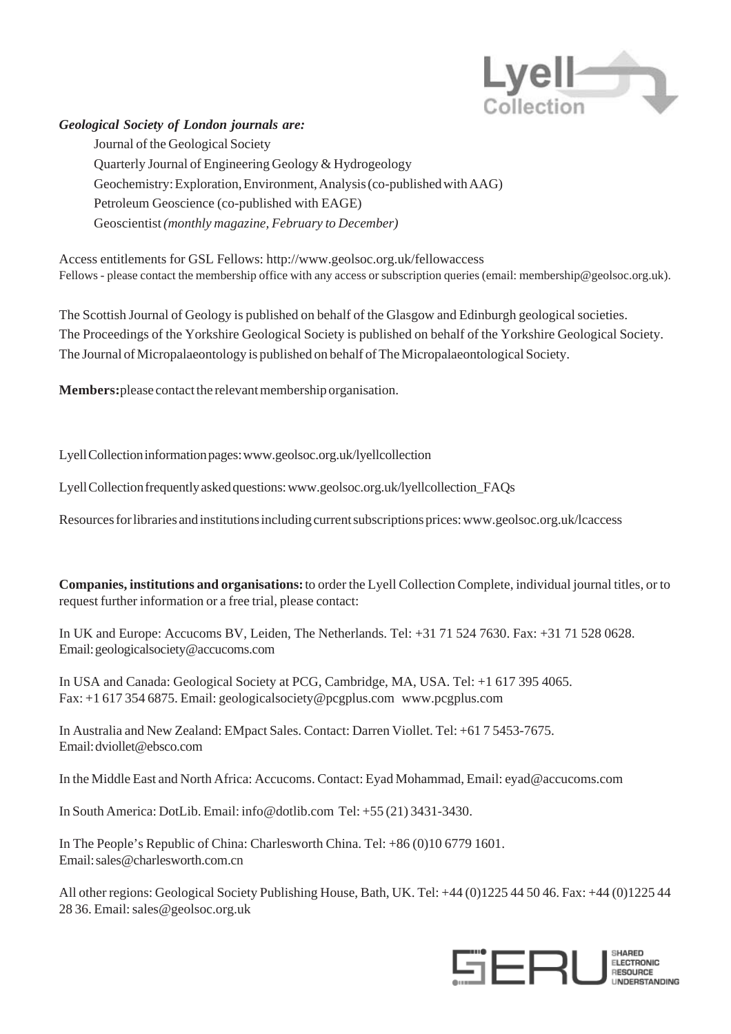***Geological Society of London journals are:***

Journal of the Geological Society
Quarterly Journal of Engineering Geology & Hydrogeology
Geochemistry: Exploration, Environment, Analysis (co-published with AAG)
Petroleum Geoscience (co-published with EAGE)
Geoscientist *(monthly magazine, February to December)*

Access entitlements for GSL Fellows: http://www.geolsoc.org.uk/fellowaccess
Fellows - please contact the membership office with any access or subscription queries (email: membership@geolsoc.org.uk).

The Scottish Journal of Geology is published on behalf of the Glasgow and Edinburgh geological societies.
The Proceedings of the Yorkshire Geological Society is published on behalf of the Yorkshire Geological Society.
The Journal of Micropalaeontology is published on behalf of The Micropalaeontological Society.

**Members:** please contact the relevant membership organisation.

Lyell Collection information pages: www.geolsoc.org.uk/lyellcollection

Lyell Collection frequently asked questions: www.geolsoc.org.uk/lyellcollection_FAQs

Resources for libraries and institutions including current subscriptions prices: www.geolsoc.org.uk/lcaccess

**Companies, institutions and organisations:** to order the Lyell Collection Complete, individual journal titles, or to request further information or a free trial, please contact:

In UK and Europe: Accucoms BV, Leiden, The Netherlands. Tel: +31 71 524 7630. Fax: +31 71 528 0628.
Email: geologicalsociety@accucoms.com

In USA and Canada: Geological Society at PCG, Cambridge, MA, USA. Tel: +1 617 395 4065.
Fax: +1 617 354 6875. Email: geologicalsociety@pcgplus.com www.pcgplus.com

In Australia and New Zealand: EMpact Sales. Contact: Darren Viollet. Tel: +61 7 5453-7675.
Email: dviollet@ebsco.com

In the Middle East and North Africa: Accucoms. Contact: Eyad Mohammad, Email: eyad@accucoms.com

In South America: DotLib. Email: info@dotlib.com Tel: +55 (21) 3431-3430.

In The People's Republic of China: Charlesworth China. Tel: +86 (0)10 6779 1601.
Email: sales@charlesworth.com.cn

All other regions: Geological Society Publishing House, Bath, UK. Tel: +44 (0)1225 44 50 46. Fax: +44 (0)1225 44 28 36. Email: sales@geolsoc.org.uk